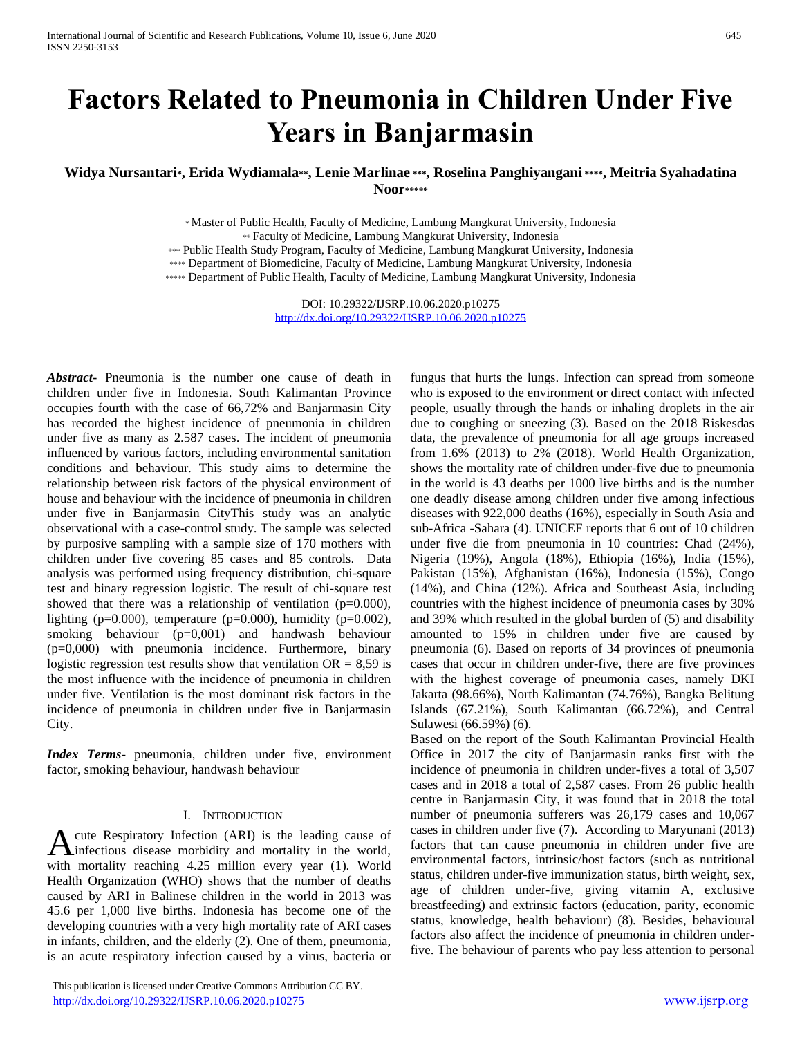# Factors Related to Pneumonia in Children Under Five Years in Banjarmasin

**Widya Nursantari[*], Erida Wydiamala[**], Lenie Marlinae [***], Roselina Panghiyangani [****], Meitria Syahadatina Noor[*****]**

[*] Master of Public Health, Faculty of Medicine, Lambung Mangkurat University, Indonesia
[**] Faculty of Medicine, Lambung Mangkurat University, Indonesia
[***] Public Health Study Program, Faculty of Medicine, Lambung Mangkurat University, Indonesia
[****] Department of Biomedicine, Faculty of Medicine, Lambung Mangkurat University, Indonesia
[*****] Department of Public Health, Faculty of Medicine, Lambung Mangkurat University, Indonesia

DOI: 10.29322/IJSRP.10.06.2020.p10275
http://dx.doi.org/10.29322/IJSRP.10.06.2020.p10275

***Abstract-*** Pneumonia is the number one cause of death in children under five in Indonesia. South Kalimantan Province occupies fourth with the case of 66,72% and Banjarmasin City has recorded the highest incidence of pneumonia in children under five as many as 2.587 cases. The incident of pneumonia influenced by various factors, including environmental sanitation conditions and behaviour. This study aims to determine the relationship between risk factors of the physical environment of house and behaviour with the incidence of pneumonia in children under five in Banjarmasin CityThis study was an analytic observational with a case-control study. The sample was selected by purposive sampling with a sample size of 170 mothers with children under five covering 85 cases and 85 controls. Data analysis was performed using frequency distribution, chi-square test and binary regression logistic. The result of chi-square test showed that there was a relationship of ventilation (p=0.000), lighting (p=0.000), temperature (p=0.000), humidity (p=0.002), smoking behaviour (p=0,001) and handwash behaviour (p=0,000) with pneumonia incidence. Furthermore, binary logistic regression test results show that ventilation OR = 8,59 is the most influence with the incidence of pneumonia in children under five. Ventilation is the most dominant risk factors in the incidence of pneumonia in children under five in Banjarmasin City.

***Index Terms*-** pneumonia, children under five, environment factor, smoking behaviour, handwash behaviour

## I. Introduction

Acute Respiratory Infection (ARI) is the leading cause of infectious disease morbidity and mortality in the world, with mortality reaching 4.25 million every year (1). World Health Organization (WHO) shows that the number of deaths caused by ARI in Balinese children in the world in 2013 was 45.6 per 1,000 live births. Indonesia has become one of the developing countries with a very high mortality rate of ARI cases in infants, children, and the elderly (2). One of them, pneumonia, is an acute respiratory infection caused by a virus, bacteria or fungus that hurts the lungs. Infection can spread from someone who is exposed to the environment or direct contact with infected people, usually through the hands or inhaling droplets in the air due to coughing or sneezing (3). Based on the 2018 Riskesdas data, the prevalence of pneumonia for all age groups increased from 1.6% (2013) to 2% (2018). World Health Organization, shows the mortality rate of children under-five due to pneumonia in the world is 43 deaths per 1000 live births and is the number one deadly disease among children under five among infectious diseases with 922,000 deaths (16%), especially in South Asia and sub-Africa -Sahara (4). UNICEF reports that 6 out of 10 children under five die from pneumonia in 10 countries: Chad (24%), Nigeria (19%), Angola (18%), Ethiopia (16%), India (15%), Pakistan (15%), Afghanistan (16%), Indonesia (15%), Congo (14%), and China (12%). Africa and Southeast Asia, including countries with the highest incidence of pneumonia cases by 30% and 39% which resulted in the global burden of (5) and disability amounted to 15% in children under five are caused by pneumonia (6). Based on reports of 34 provinces of pneumonia cases that occur in children under-five, there are five provinces with the highest coverage of pneumonia cases, namely DKI Jakarta (98.66%), North Kalimantan (74.76%), Bangka Belitung Islands (67.21%), South Kalimantan (66.72%), and Central Sulawesi (66.59%) (6).

Based on the report of the South Kalimantan Provincial Health Office in 2017 the city of Banjarmasin ranks first with the incidence of pneumonia in children under-fives a total of 3,507 cases and in 2018 a total of 2,587 cases. From 26 public health centre in Banjarmasin City, it was found that in 2018 the total number of pneumonia sufferers was 26,179 cases and 10,067 cases in children under five (7). According to Maryunani (2013) factors that can cause pneumonia in children under five are environmental factors, intrinsic/host factors (such as nutritional status, children under-five immunization status, birth weight, sex, age of children under-five, giving vitamin A, exclusive breastfeeding) and extrinsic factors (education, parity, economic status, knowledge, health behaviour) (8). Besides, behavioural factors also affect the incidence of pneumonia in children under-five. The behaviour of parents who pay less attention to personal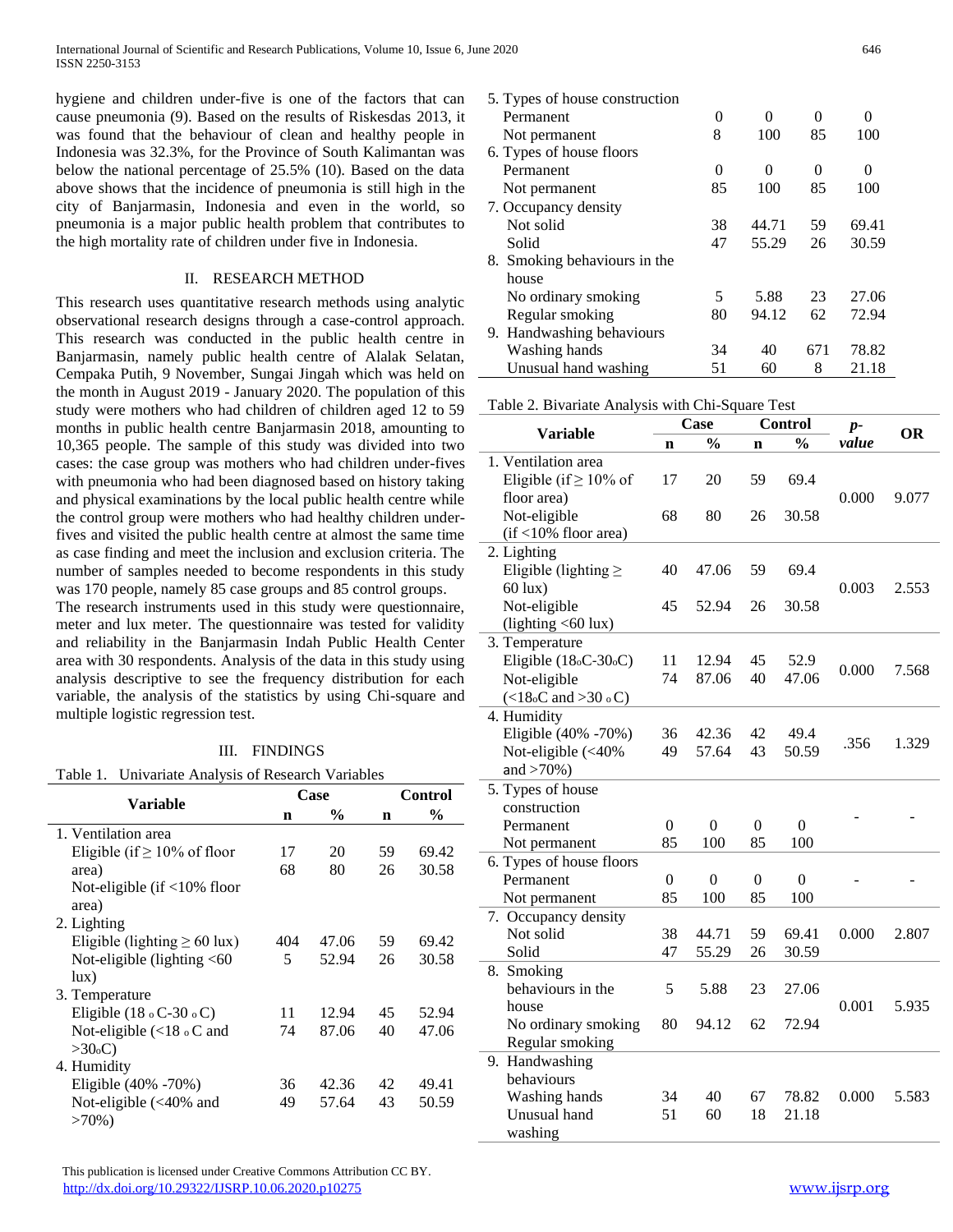hygiene and children under-five is one of the factors that can cause pneumonia (9). Based on the results of Riskesdas 2013, it was found that the behaviour of clean and healthy people in Indonesia was 32.3%, for the Province of South Kalimantan was below the national percentage of 25.5% (10). Based on the data above shows that the incidence of pneumonia is still high in the city of Banjarmasin, Indonesia and even in the world, so pneumonia is a major public health problem that contributes to the high mortality rate of children under five in Indonesia.

## II. RESEARCH METHOD

This research uses quantitative research methods using analytic observational research designs through a case-control approach. This research was conducted in the public health centre in Banjarmasin, namely public health centre of Alalak Selatan, Cempaka Putih, 9 November, Sungai Jingah which was held on the month in August 2019 - January 2020. The population of this study were mothers who had children of children aged 12 to 59 months in public health centre Banjarmasin 2018, amounting to 10,365 people. The sample of this study was divided into two cases: the case group was mothers who had children under-fives with pneumonia who had been diagnosed based on history taking and physical examinations by the local public health centre while the control group were mothers who had healthy children under-fives and visited the public health centre at almost the same time as case finding and meet the inclusion and exclusion criteria. The number of samples needed to become respondents in this study was 170 people, namely 85 case groups and 85 control groups.

The research instruments used in this study were questionnaire, meter and lux meter. The questionnaire was tested for validity and reliability in the Banjarmasin Indah Public Health Center area with 30 respondents. Analysis of the data in this study using analysis descriptive to see the frequency distribution for each variable, the analysis of the statistics by using Chi-square and multiple logistic regression test.

## III. FINDINGS

Table 1. Univariate Analysis of Research Variables

| Variable | Case | | Control | |
|---|---|---|---|---|
| | n | % | n | % |
| 1. Ventilation area | | | | |
| Eligible (if ≥ 10% of floor area) | 17 | 20 | 59 | 69.42 |
| Not-eligible (if <10% floor area) | 68 | 80 | 26 | 30.58 |
| 2. Lighting | | | | |
| Eligible (lighting ≥ 60 lux) | 404 | 47.06 | 59 | 69.42 |
| Not-eligible (lighting <60 lux) | 5 | 52.94 | 26 | 30.58 |
| 3. Temperature | | | | |
| Eligible (18 ₒC-30 ₒC) | 11 | 12.94 | 45 | 52.94 |
| Not-eligible (<18 ₒC and >30ₒC) | 74 | 87.06 | 40 | 47.06 |
| 4. Humidity | | | | |
| Eligible (40% -70%) | 36 | 42.36 | 42 | 49.41 |
| Not-eligible (<40% and >70%) | 49 | 57.64 | 43 | 50.59 |
| 5. Types of house construction | | | | |
| Permanent | 0 | 0 | 0 | 0 |
| Not permanent | 8 | 100 | 85 | 100 |
| 6. Types of house floors | | | | |
| Permanent | 0 | 0 | 0 | 0 |
| Not permanent | 85 | 100 | 85 | 100 |
| 7. Occupancy density | | | | |
| Not solid | 38 | 44.71 | 59 | 69.41 |
| Solid | 47 | 55.29 | 26 | 30.59 |
| 8. Smoking behaviours in the house | | | | |
| No ordinary smoking | 5 | 5.88 | 23 | 27.06 |
| Regular smoking | 80 | 94.12 | 62 | 72.94 |
| 9. Handwashing behaviours | | | | |
| Washing hands | 34 | 40 | 671 | 78.82 |
| Unusual hand washing | 51 | 60 | 8 | 21.18 |

Table 2. Bivariate Analysis with Chi-Square Test

| Variable | Case | | Control | | *p-value* | OR |
|---|---|---|---|---|---|---|
| | n | % | n | % | | |
| 1. Ventilation area | | | | | | |
| Eligible (if ≥ 10% of floor area) | 17 | 20 | 59 | 69.4 | 0.000 | 9.077 |
| Not-eligible (if <10% floor area) | 68 | 80 | 26 | 30.58 | | |
| 2. Lighting | | | | | | |
| Eligible (lighting ≥ 60 lux) | 40 | 47.06 | 59 | 69.4 | 0.003 | 2.553 |
| Not-eligible (lighting <60 lux) | 45 | 52.94 | 26 | 30.58 | | |
| 3. Temperature | | | | | | |
| Eligible (18ₒC-30ₒC) | 11 | 12.94 | 45 | 52.9 | 0.000 | 7.568 |
| Not-eligible (<18ₒC and >30 ₒC) | 74 | 87.06 | 40 | 47.06 | | |
| 4. Humidity | | | | | | |
| Eligible (40% -70%) | 36 | 42.36 | 42 | 49.4 | .356 | 1.329 |
| Not-eligible (<40% and >70%) | 49 | 57.64 | 43 | 50.59 | | |
| 5. Types of house construction | | | | | | |
| Permanent | 0 | 0 | 0 | 0 | - | - |
| Not permanent | 85 | 100 | 85 | 100 | | |
| 6. Types of house floors | | | | | | |
| Permanent | 0 | 0 | 0 | 0 | - | - |
| Not permanent | 85 | 100 | 85 | 100 | | |
| 7. Occupancy density | | | | | | |
| Not solid | 38 | 44.71 | 59 | 69.41 | 0.000 | 2.807 |
| Solid | 47 | 55.29 | 26 | 30.59 | | |
| 8. Smoking behaviours in the house | 5 | 5.88 | 23 | 27.06 | 0.001 | 5.935 |
| No ordinary smoking | 80 | 94.12 | 62 | 72.94 | | |
| Regular smoking | | | | | | |
| 9. Handwashing behaviours | | | | | | |
| Washing hands | 34 | 40 | 67 | 78.82 | 0.000 | 5.583 |
| Unusual hand washing | 51 | 60 | 18 | 21.18 | | |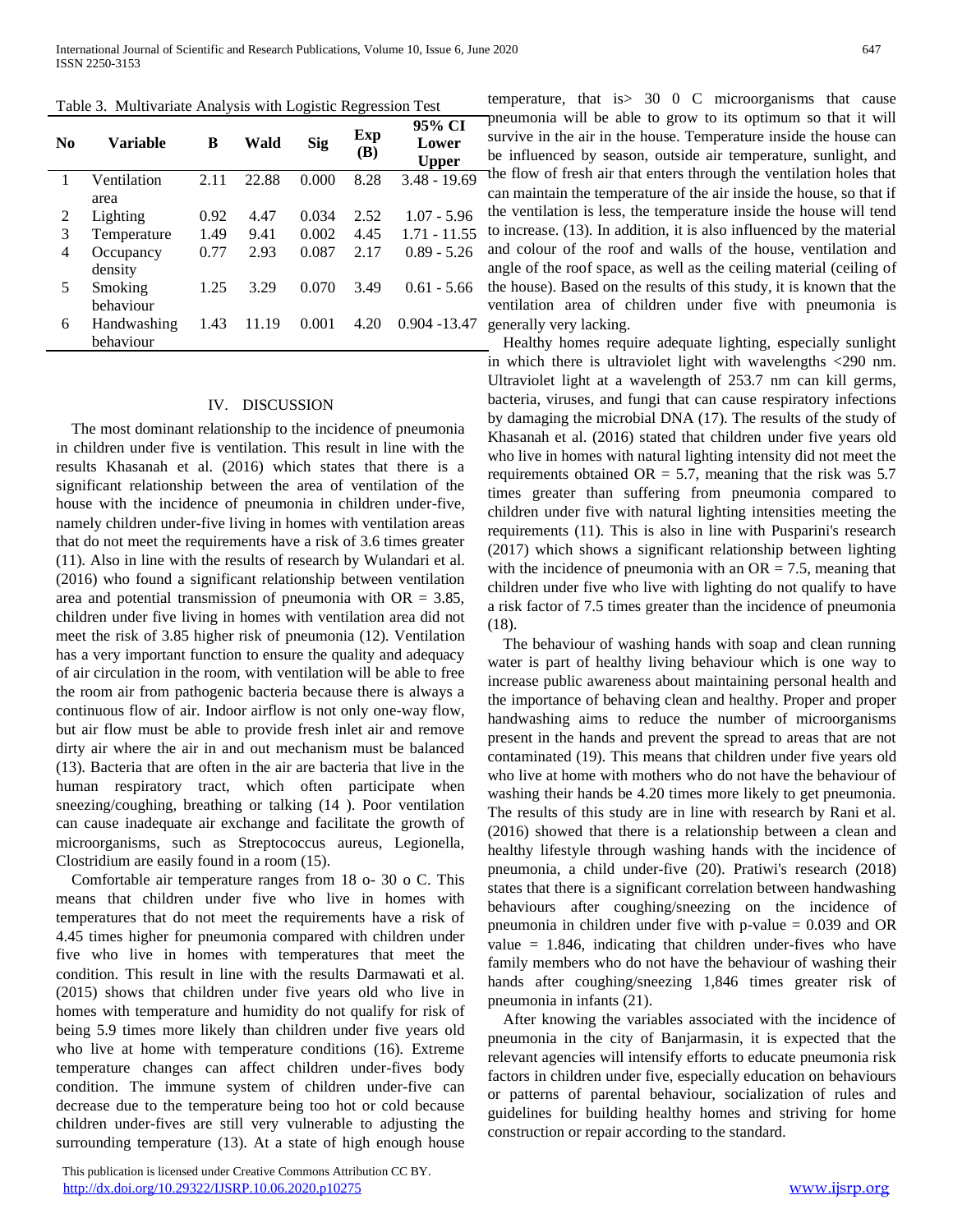Table 3. Multivariate Analysis with Logistic Regression Test

| No | Variable | B | Wald | Sig | Exp (B) | 95% CI Lower Upper |
|---|---|---|---|---|---|---|
| 1 | Ventilation area | 2.11 | 22.88 | 0.000 | 8.28 | 3.48 - 19.69 |
| 2 | Lighting | 0.92 | 4.47 | 0.034 | 2.52 | 1.07 - 5.96 |
| 3 | Temperature | 1.49 | 9.41 | 0.002 | 4.45 | 1.71 - 11.55 |
| 4 | Occupancy density | 0.77 | 2.93 | 0.087 | 2.17 | 0.89 - 5.26 |
| 5 | Smoking behaviour | 1.25 | 3.29 | 0.070 | 3.49 | 0.61 - 5.66 |
| 6 | Handwashing behaviour | 1.43 | 11.19 | 0.001 | 4.20 | 0.904 -13.47 |

## IV. DISCUSSION

The most dominant relationship to the incidence of pneumonia in children under five is ventilation. This result in line with the results Khasanah et al. (2016) which states that there is a significant relationship between the area of ventilation of the house with the incidence of pneumonia in children under-five, namely children under-five living in homes with ventilation areas that do not meet the requirements have a risk of 3.6 times greater (11). Also in line with the results of research by Wulandari et al. (2016) who found a significant relationship between ventilation area and potential transmission of pneumonia with OR = 3.85, children under five living in homes with ventilation area did not meet the risk of 3.85 higher risk of pneumonia (12). Ventilation has a very important function to ensure the quality and adequacy of air circulation in the room, with ventilation will be able to free the room air from pathogenic bacteria because there is always a continuous flow of air. Indoor airflow is not only one-way flow, but air flow must be able to provide fresh inlet air and remove dirty air where the air in and out mechanism must be balanced (13). Bacteria that are often in the air are bacteria that live in the human respiratory tract, which often participate when sneezing/coughing, breathing or talking (14 ). Poor ventilation can cause inadequate air exchange and facilitate the growth of microorganisms, such as Streptococcus aureus, Legionella, Clostridium are easily found in a room (15).

Comfortable air temperature ranges from 18 o- 30 o C. This means that children under five who live in homes with temperatures that do not meet the requirements have a risk of 4.45 times higher for pneumonia compared with children under five who live in homes with temperatures that meet the condition. This result in line with the results Darmawati et al. (2015) shows that children under five years old who live in homes with temperature and humidity do not qualify for risk of being 5.9 times more likely than children under five years old who live at home with temperature conditions (16). Extreme temperature changes can affect children under-fives body condition. The immune system of children under-five can decrease due to the temperature being too hot or cold because children under-fives are still very vulnerable to adjusting the surrounding temperature (13). At a state of high enough house temperature, that is> 30 0 C microorganisms that cause pneumonia will be able to grow to its optimum so that it will survive in the air in the house. Temperature inside the house can be influenced by season, outside air temperature, sunlight, and the flow of fresh air that enters through the ventilation holes that can maintain the temperature of the air inside the house, so that if the ventilation is less, the temperature inside the house will tend to increase. (13). In addition, it is also influenced by the material and colour of the roof and walls of the house, ventilation and angle of the roof space, as well as the ceiling material (ceiling of the house). Based on the results of this study, it is known that the ventilation area of children under five with pneumonia is generally very lacking.

Healthy homes require adequate lighting, especially sunlight in which there is ultraviolet light with wavelengths <290 nm. Ultraviolet light at a wavelength of 253.7 nm can kill germs, bacteria, viruses, and fungi that can cause respiratory infections by damaging the microbial DNA (17). The results of the study of Khasanah et al. (2016) stated that children under five years old who live in homes with natural lighting intensity did not meet the requirements obtained OR = 5.7, meaning that the risk was 5.7 times greater than suffering from pneumonia compared to children under five with natural lighting intensities meeting the requirements (11). This is also in line with Pusparini's research (2017) which shows a significant relationship between lighting with the incidence of pneumonia with an OR = 7.5, meaning that children under five who live with lighting do not qualify to have a risk factor of 7.5 times greater than the incidence of pneumonia (18).

The behaviour of washing hands with soap and clean running water is part of healthy living behaviour which is one way to increase public awareness about maintaining personal health and the importance of behaving clean and healthy. Proper and proper handwashing aims to reduce the number of microorganisms present in the hands and prevent the spread to areas that are not contaminated (19). This means that children under five years old who live at home with mothers who do not have the behaviour of washing their hands be 4.20 times more likely to get pneumonia. The results of this study are in line with research by Rani et al. (2016) showed that there is a relationship between a clean and healthy lifestyle through washing hands with the incidence of pneumonia, a child under-five (20). Pratiwi's research (2018) states that there is a significant correlation between handwashing behaviours after coughing/sneezing on the incidence of pneumonia in children under five with p-value = 0.039 and OR value = 1.846, indicating that children under-fives who have family members who do not have the behaviour of washing their hands after coughing/sneezing 1,846 times greater risk of pneumonia in infants (21).

After knowing the variables associated with the incidence of pneumonia in the city of Banjarmasin, it is expected that the relevant agencies will intensify efforts to educate pneumonia risk factors in children under five, especially education on behaviours or patterns of parental behaviour, socialization of rules and guidelines for building healthy homes and striving for home construction or repair according to the standard.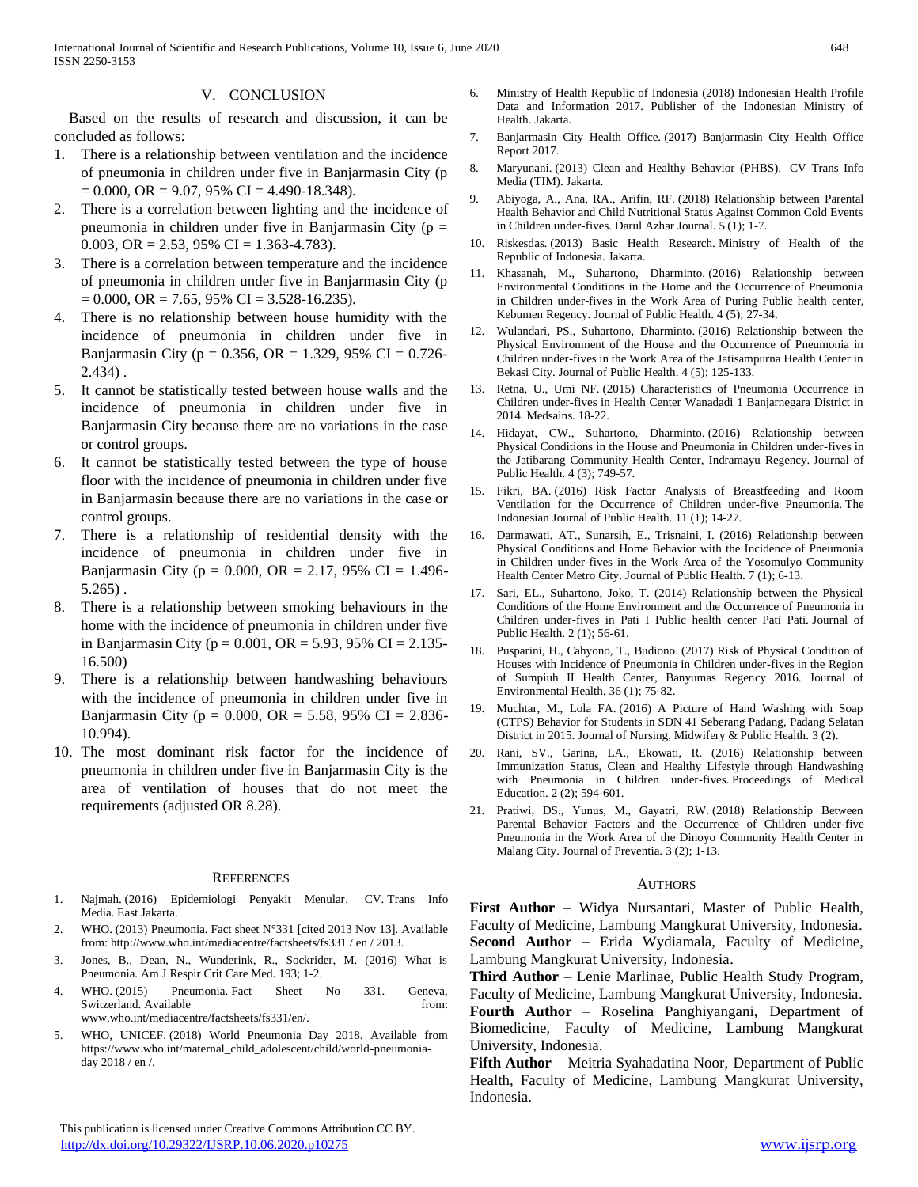## V. CONCLUSION

Based on the results of research and discussion, it can be concluded as follows:

1. There is a relationship between ventilation and the incidence of pneumonia in children under five in Banjarmasin City ($p = 0.000$, OR = 9.07, 95% CI = 4.490-18.348).
2. There is a correlation between lighting and the incidence of pneumonia in children under five in Banjarmasin City ($p = 0.003$, OR = 2.53, 95% CI = 1.363-4.783).
3. There is a correlation between temperature and the incidence of pneumonia in children under five in Banjarmasin City ($p = 0.000$, OR = 7.65, 95% CI = 3.528-16.235).
4. There is no relationship between house humidity with the incidence of pneumonia in children under five in Banjarmasin City ($p = 0.356$, OR = 1.329, 95% CI = 0.726-2.434) .
5. It cannot be statistically tested between house walls and the incidence of pneumonia in children under five in Banjarmasin City because there are no variations in the case or control groups.
6. It cannot be statistically tested between the type of house floor with the incidence of pneumonia in children under five in Banjarmasin because there are no variations in the case or control groups.
7. There is a relationship of residential density with the incidence of pneumonia in children under five in Banjarmasin City ($p = 0.000$, OR = 2.17, 95% CI = 1.496-5.265) .
8. There is a relationship between smoking behaviours in the home with the incidence of pneumonia in children under five in Banjarmasin City ($p = 0.001$, OR = 5.93, 95% CI = 2.135-16.500)
9. There is a relationship between handwashing behaviours with the incidence of pneumonia in children under five in Banjarmasin City ($p = 0.000$, OR = 5.58, 95% CI = 2.836-10.994).
10. The most dominant risk factor for the incidence of pneumonia in children under five in Banjarmasin City is the area of ventilation of houses that do not meet the requirements (adjusted OR 8.28).

## REFERENCES

1. Najmah. (2016) Epidemiologi Penyakit Menular. CV. Trans Info Media. East Jakarta.
2. WHO. (2013) Pneumonia. Fact sheet N°331 [cited 2013 Nov 13]. Available from: http://www.who.int/mediacentre/factsheets/fs331 / en / 2013.
3. Jones, B., Dean, N., Wunderink, R., Sockrider, M. (2016) What is Pneumonia. Am J Respir Crit Care Med. 193; 1-2.
4. WHO. (2015) Pneumonia. Fact Sheet No 331. Geneva, Switzerland. Available from: www.who.int/mediacentre/factsheets/fs331/en/.
5. WHO, UNICEF. (2018) World Pneumonia Day 2018. Available from https://www.who.int/maternal_child_adolescent/child/world-pneumonia-day 2018 / en /.
6. Ministry of Health Republic of Indonesia (2018) Indonesian Health Profile Data and Information 2017. Publisher of the Indonesian Ministry of Health. Jakarta.
7. Banjarmasin City Health Office. (2017) Banjarmasin City Health Office Report 2017.
8. Maryunani. (2013) Clean and Healthy Behavior (PHBS). CV Trans Info Media (TIM). Jakarta.
9. Abiyoga, A., Ana, RA., Arifin, RF. (2018) Relationship between Parental Health Behavior and Child Nutritional Status Against Common Cold Events in Children under-fives. Darul Azhar Journal. 5 (1); 1-7.
10. Riskesdas. (2013) Basic Health Research. Ministry of Health of the Republic of Indonesia. Jakarta.
11. Khasanah, M., Suhartono, Dharminto. (2016) Relationship between Environmental Conditions in the Home and the Occurrence of Pneumonia in Children under-fives in the Work Area of Puring Public health center, Kebumen Regency. Journal of Public Health. 4 (5); 27-34.
12. Wulandari, PS., Suhartono, Dharminto. (2016) Relationship between the Physical Environment of the House and the Occurrence of Pneumonia in Children under-fives in the Work Area of the Jatisampurna Health Center in Bekasi City. Journal of Public Health. 4 (5); 125-133.
13. Retna, U., Umi NF. (2015) Characteristics of Pneumonia Occurrence in Children under-fives in Health Center Wanadadi 1 Banjarnegara District in 2014. Medsains. 18-22.
14. Hidayat, CW., Suhartono, Dharminto. (2016) Relationship between Physical Conditions in the House and Pneumonia in Children under-fives in the Jatibarang Community Health Center, Indramayu Regency. Journal of Public Health. 4 (3); 749-57.
15. Fikri, BA. (2016) Risk Factor Analysis of Breastfeeding and Room Ventilation for the Occurrence of Children under-five Pneumonia. The Indonesian Journal of Public Health. 11 (1); 14-27.
16. Darmawati, AT., Sunarsih, E., Trisnaini, I. (2016) Relationship between Physical Conditions and Home Behavior with the Incidence of Pneumonia in Children under-fives in the Work Area of the Yosomulyo Community Health Center Metro City. Journal of Public Health. 7 (1); 6-13.
17. Sari, EL., Suhartono, Joko, T. (2014) Relationship between the Physical Conditions of the Home Environment and the Occurrence of Pneumonia in Children under-fives in Pati I Public health center Pati Pati. Journal of Public Health. 2 (1); 56-61.
18. Pusparini, H., Cahyono, T., Budiono. (2017) Risk of Physical Condition of Houses with Incidence of Pneumonia in Children under-fives in the Region of Sumpiuh II Health Center, Banyumas Regency 2016. Journal of Environmental Health. 36 (1); 75-82.
19. Muchtar, M., Lola FA. (2016) A Picture of Hand Washing with Soap (CTPS) Behavior for Students in SDN 41 Seberang Padang, Padang Selatan District in 2015. Journal of Nursing, Midwifery & Public Health. 3 (2).
20. Rani, SV., Garina, LA., Ekowati, R. (2016) Relationship between Immunization Status, Clean and Healthy Lifestyle through Handwashing with Pneumonia in Children under-fives. Proceedings of Medical Education. 2 (2); 594-601.
21. Pratiwi, DS., Yunus, M., Gayatri, RW. (2018) Relationship Between Parental Behavior Factors and the Occurrence of Children under-five Pneumonia in the Work Area of the Dinoyo Community Health Center in Malang City. Journal of Preventia. 3 (2); 1-13.

## AUTHORS

**First Author** – Widya Nursantari, Master of Public Health, Faculty of Medicine, Lambung Mangkurat University, Indonesia.
**Second Author** – Erida Wydiamala, Faculty of Medicine, Lambung Mangkurat University, Indonesia.
**Third Author** – Lenie Marlinae, Public Health Study Program, Faculty of Medicine, Lambung Mangkurat University, Indonesia.
**Fourth Author** – Roselina Panghiyangani, Department of Biomedicine, Faculty of Medicine, Lambung Mangkurat University, Indonesia.
**Fifth Author** – Meitria Syahadatina Noor, Department of Public Health, Faculty of Medicine, Lambung Mangkurat University, Indonesia.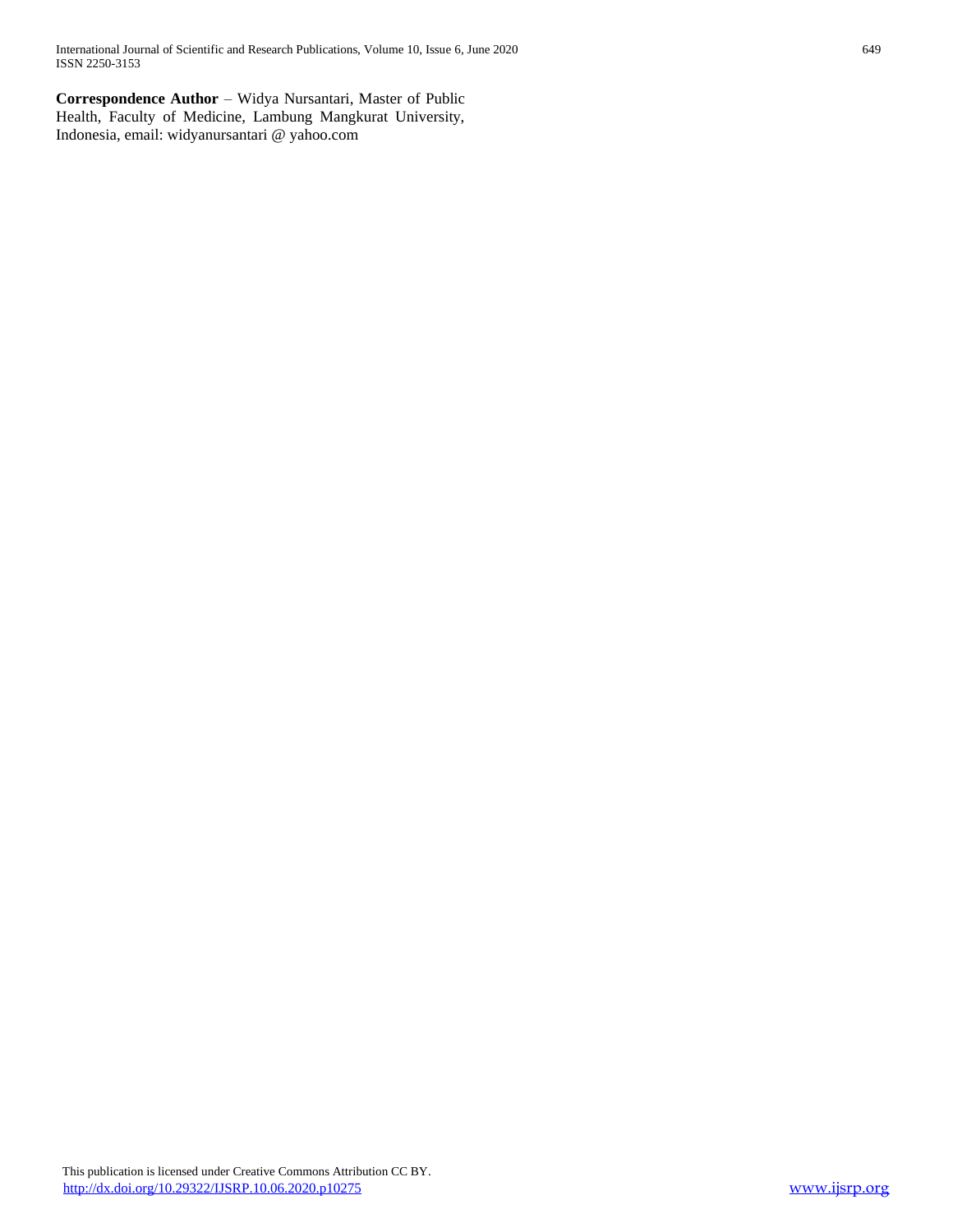**Correspondence Author** – Widya Nursantari, Master of Public Health, Faculty of Medicine, Lambung Mangkurat University, Indonesia, email: widyanursantari @ yahoo.com